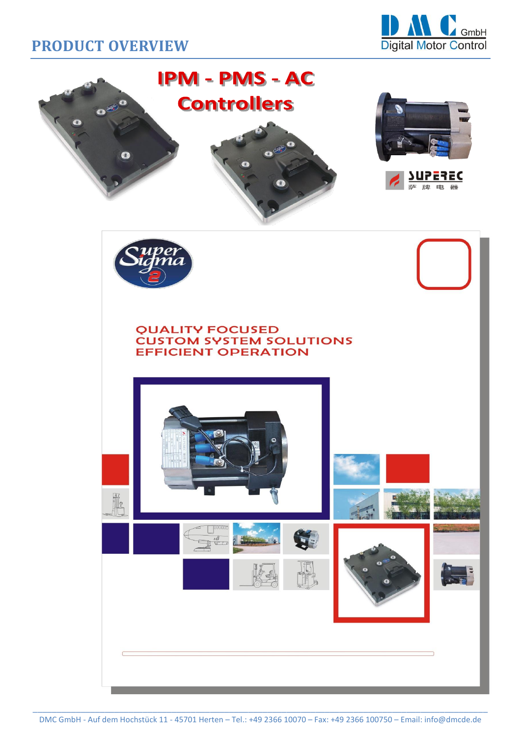# PRODUCT OVERVIEW

DMC GmbH
Digital Motor Control

## IPM - PMS - AC Controllers

SUPEREC
萨牌电器

Super Sigma 2

QUALITY FOCUSED
CUSTOM SYSTEM SOLUTIONS
EFFICIENT OPERATION

DMC GmbH - Auf dem Hochstück 11 - 45701 Herten – Tel.: +49 2366 10070 – Fax: +49 2366 100750 – Email: info@dmcde.de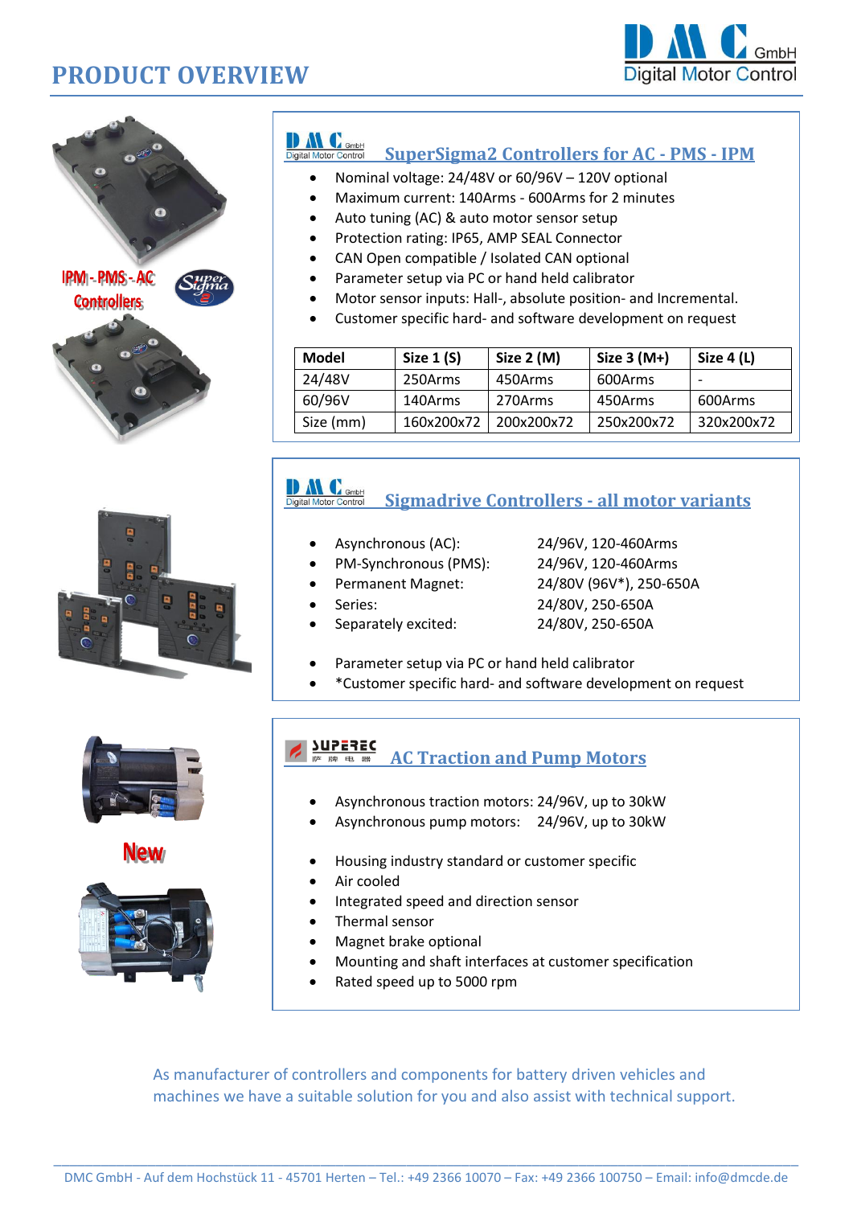# PRODUCT OVERVIEW

IPM - PMS - AC Controllers

## SuperSigma2 Controllers for AC - PMS - IPM

- Nominal voltage: 24/48V or 60/96V – 120V optional
- Maximum current: 140Arms - 600Arms for 2 minutes
- Auto tuning (AC) & auto motor sensor setup
- Protection rating: IP65, AMP SEAL Connector
- CAN Open compatible / Isolated CAN optional
- Parameter setup via PC or hand held calibrator
- Motor sensor inputs: Hall-, absolute position- and Incremental.
- Customer specific hard- and software development on request

| Model | Size 1 (S) | Size 2 (M) | Size 3 (M+) | Size 4 (L) |
|---|---|---|---|---|
| 24/48V | 250Arms | 450Arms | 600Arms | - |
| 60/96V | 140Arms | 270Arms | 450Arms | 600Arms |
| Size (mm) | 160x200x72 | 200x200x72 | 250x200x72 | 320x200x72 |

## Sigmadrive Controllers - all motor variants

- Asynchronous (AC): 24/96V, 120-460Arms
- PM-Synchronous (PMS): 24/96V, 120-460Arms
- Permanent Magnet: 24/80V (96V*), 250-650A
- Series: 24/80V, 250-650A
- Separately excited: 24/80V, 250-650A

- Parameter setup via PC or hand held calibrator
- *Customer specific hard- and software development on request

New

## AC Traction and Pump Motors

- Asynchronous traction motors: 24/96V, up to 30kW
- Asynchronous pump motors: 24/96V, up to 30kW

- Housing industry standard or customer specific
- Air cooled
- Integrated speed and direction sensor
- Thermal sensor
- Magnet brake optional
- Mounting and shaft interfaces at customer specification
- Rated speed up to 5000 rpm

As manufacturer of controllers and components for battery driven vehicles and machines we have a suitable solution for you and also assist with technical support.

DMC GmbH - Auf dem Hochstück 11 - 45701 Herten – Tel.: +49 2366 10070 – Fax: +49 2366 100750 – Email: info@dmcde.de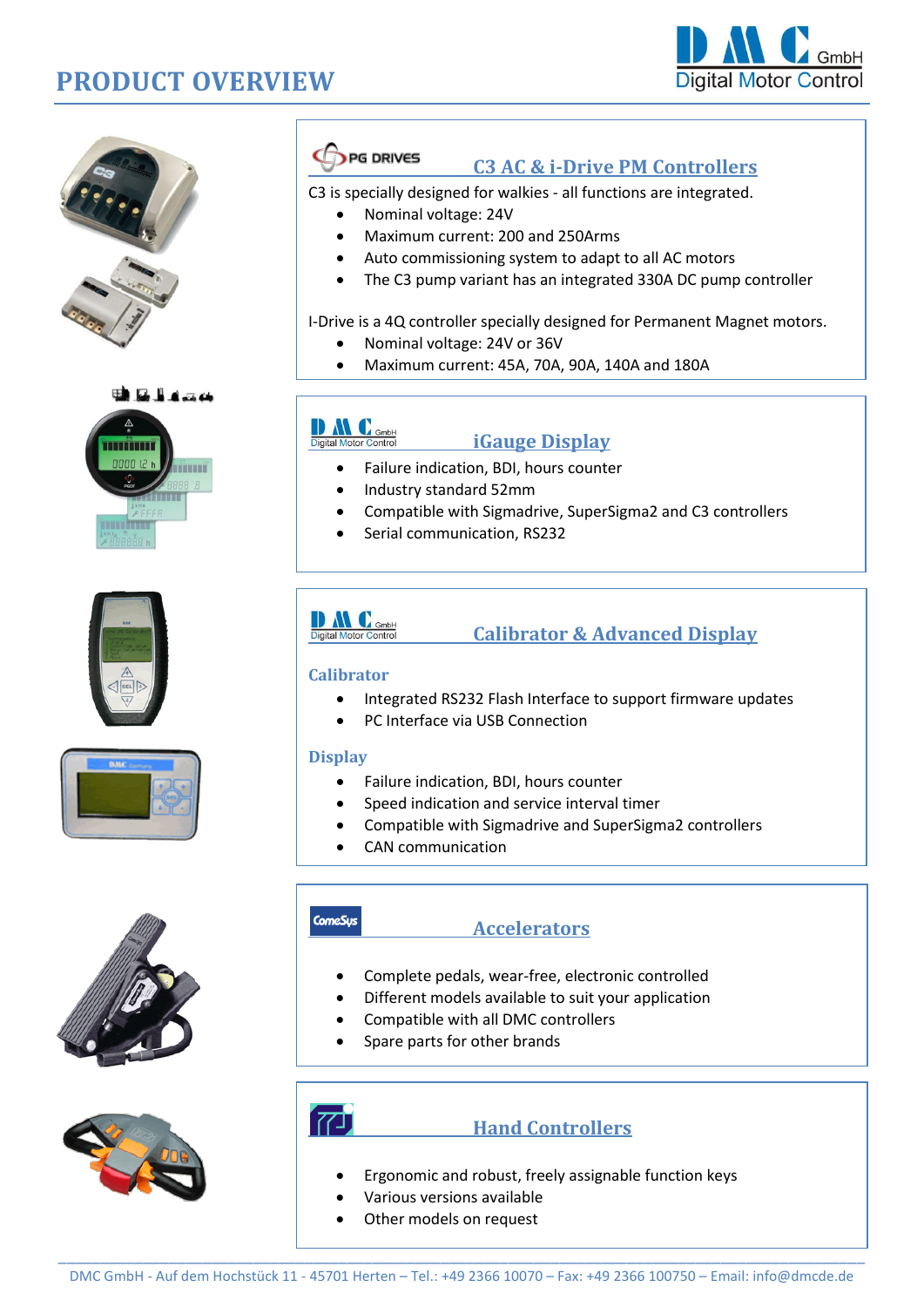# PRODUCT OVERVIEW

## C3 AC & i-Drive PM Controllers

C3 is specially designed for walkies - all functions are integrated.

- Nominal voltage: 24V
- Maximum current: 200 and 250Arms
- Auto commissioning system to adapt to all AC motors
- The C3 pump variant has an integrated 330A DC pump controller

I-Drive is a 4Q controller specially designed for Permanent Magnet motors.

- Nominal voltage: 24V or 36V
- Maximum current: 45A, 70A, 90A, 140A and 180A

## iGauge Display

- Failure indication, BDI, hours counter
- Industry standard 52mm
- Compatible with Sigmadrive, SuperSigma2 and C3 controllers
- Serial communication, RS232

## Calibrator & Advanced Display

### Calibrator

- Integrated RS232 Flash Interface to support firmware updates
- PC Interface via USB Connection

### Display

- Failure indication, BDI, hours counter
- Speed indication and service interval timer
- Compatible with Sigmadrive and SuperSigma2 controllers
- CAN communication

## Accelerators

- Complete pedals, wear-free, electronic controlled
- Different models available to suit your application
- Compatible with all DMC controllers
- Spare parts for other brands

## Hand Controllers

- Ergonomic and robust, freely assignable function keys
- Various versions available
- Other models on request

DMC GmbH - Auf dem Hochstück 11 - 45701 Herten – Tel.: +49 2366 10070 – Fax: +49 2366 100750 – Email: info@dmcde.de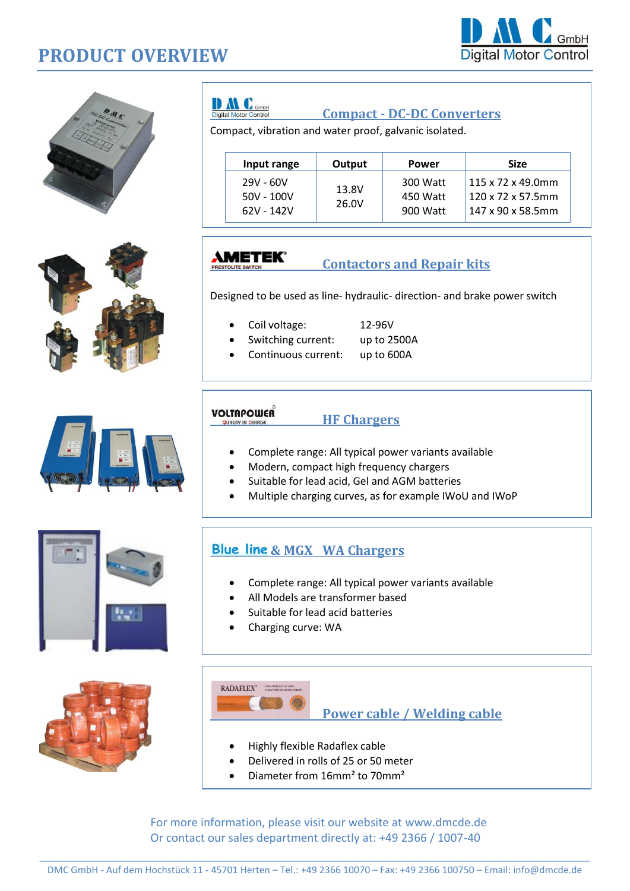# PRODUCT OVERVIEW

DMC GmbH
Digital Motor Control

## Compact - DC-DC Converters

Compact, vibration and water proof, galvanic isolated.

| Input range | Output | Power | Size |
|---|---|---|---|
| 29V - 60V | 13.8V | 300 Watt | 115 x 72 x 49.0mm |
| 50V - 100V | 26.0V | 450 Watt | 120 x 72 x 57.5mm |
| 62V - 142V | | 900 Watt | 147 x 90 x 58.5mm |

## AMETEK PRESTOLITE SWITCH — Contactors and Repair kits

Designed to be used as line- hydraulic- direction- and brake power switch

- Coil voltage: 12-96V
- Switching current: up to 2500A
- Continuous current: up to 600A

## VOLTAPOWER — HF Chargers

- Complete range: All typical power variants available
- Modern, compact high frequency chargers
- Suitable for lead acid, Gel and AGM batteries
- Multiple charging curves, as for example IWoU and IWoP

## Blue line & MGX WA Chargers

- Complete range: All typical power variants available
- All Models are transformer based
- Suitable for lead acid batteries
- Charging curve: WA

## RADAFLEX — Power cable / Welding cable

- Highly flexible Radaflex cable
- Delivered in rolls of 25 or 50 meter
- Diameter from 16mm² to 70mm²

For more information, please visit our website at www.dmcde.de
Or contact our sales department directly at: +49 2366 / 1007-40

DMC GmbH - Auf dem Hochstück 11 - 45701 Herten – Tel.: +49 2366 10070 – Fax: +49 2366 100750 – Email: info@dmcde.de